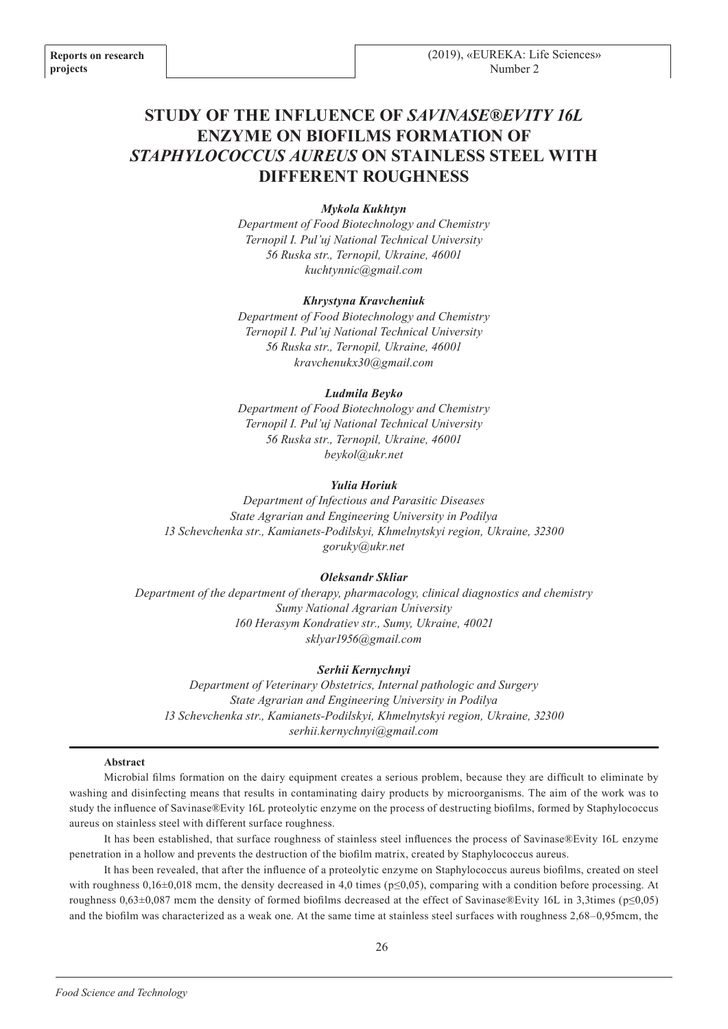# STUDY OF THE INFLUENCE OF *SAVINASE®EVITY 16L* ENZYME ON BIOFILMS FORMATION OF *STAPHYLOCOCCUS AUREUS* ON STAINLESS STEEL WITH DIFFERENT ROUGHNESS

***Mykola Kukhtyn***
*Department of Food Biotechnology and Chemistry*
*Ternopil I. Pul'uj National Technical University*
*56 Ruska str., Ternopil, Ukraine, 46001*
*kuchtynnic@gmail.com*

***Khrystyna Kravcheniuk***
*Department of Food Biotechnology and Chemistry*
*Ternopil I. Pul'uj National Technical University*
*56 Ruska str., Ternopil, Ukraine, 46001*
*kravchenukx30@gmail.com*

***Ludmila Beyko***
*Department of Food Biotechnology and Chemistry*
*Ternopil I. Pul'uj National Technical University*
*56 Ruska str., Ternopil, Ukraine, 46001*
*beykol@ukr.net*

***Yulia Horiuk***
*Department of Infectious and Parasitic Diseases*
*State Agrarian and Engineering University in Podilya*
*13 Schevchenka str., Kamianets-Podilskyi, Khmelnytskyi region, Ukraine, 32300*
*goruky@ukr.net*

***Oleksandr Skliar***
*Department of the department of therapy, pharmacology, clinical diagnostics and chemistry*
*Sumy National Agrarian University*
*160 Herasym Kondratiev str., Sumy, Ukraine, 40021*
*sklyar1956@gmail.com*

***Serhii Kernychnyi***
*Department of Veterinary Obstetrics, Internal pathologic and Surgery*
*State Agrarian and Engineering University in Podilya*
*13 Schevchenka str., Kamianets-Podilskyi, Khmelnytskyi region, Ukraine, 32300*
*serhii.kernychnyi@gmail.com*

**Abstract**

Microbial films formation on the dairy equipment creates a serious problem, because they are difficult to eliminate by washing and disinfecting means that results in contaminating dairy products by microorganisms. The aim of the work was to study the influence of Savinase®Evity 16L proteolytic enzyme on the process of destructing biofilms, formed by Staphylococcus aureus on stainless steel with different surface roughness.

It has been established, that surface roughness of stainless steel influences the process of Savinase®Evity 16L enzyme penetration in a hollow and prevents the destruction of the biofilm matrix, created by Staphylococcus aureus.

It has been revealed, that after the influence of a proteolytic enzyme on Staphylococcus aureus biofilms, created on steel with roughness 0,16±0,018 mcm, the density decreased in 4,0 times ($p \leq 0{,}05$), comparing with a condition before processing. At roughness 0,63±0,087 mcm the density of formed biofilms decreased at the effect of Savinase®Evity 16L in 3,3times ($p \leq 0{,}05$) and the biofilm was characterized as a weak one. At the same time at stainless steel surfaces with roughness 2,68–0,95mcm, the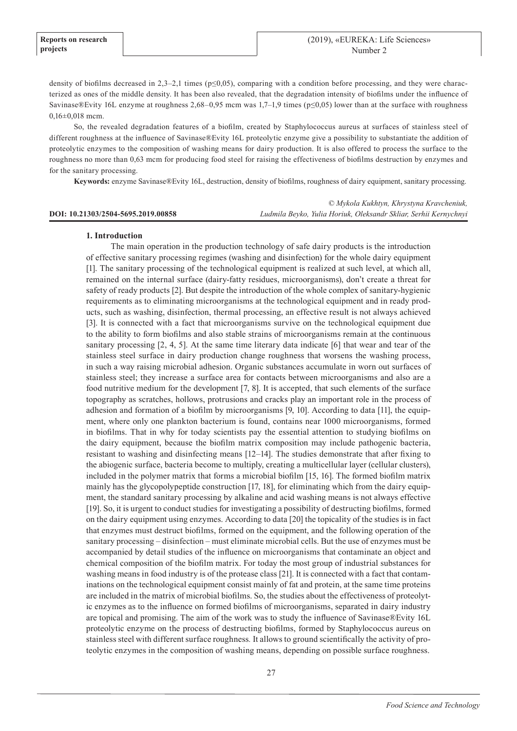density of biofilms decreased in 2,3–2,1 times (p≤0,05), comparing with a condition before processing, and they were characterized as ones of the middle density. It has been also revealed, that the degradation intensity of biofilms under the influence of Savinase®Evity 16L enzyme at roughness 2,68–0,95 mcm was 1,7–1,9 times (p≤0,05) lower than at the surface with roughness 0,16±0,018 mcm.

So, the revealed degradation features of a biofilm, created by Staphylococcus aureus at surfaces of stainless steel of different roughness at the influence of Savinase®Evity 16L proteolytic enzyme give a possibility to substantiate the addition of proteolytic enzymes to the composition of washing means for dairy production. It is also offered to process the surface to the roughness no more than 0,63 mcm for producing food steel for raising the effectiveness of biofilms destruction by enzymes and for the sanitary processing.

**Keywords:** enzyme Savinase®Evity 16L, destruction, density of biofilms, roughness of dairy equipment, sanitary processing.

**DOI: 10.21303/2504-5695.2019.00858**

*© Mykola Kukhtyn, Khrystyna Kravcheniuk, Ludmila Beyko, Yulia Horiuk, Oleksandr Skliar, Serhii Kernychnyi*

## 1. Introduction

The main operation in the production technology of safe dairy products is the introduction of effective sanitary processing regimes (washing and disinfection) for the whole dairy equipment [1]. The sanitary processing of the technological equipment is realized at such level, at which all, remained on the internal surface (dairy-fatty residues, microorganisms), don't create a threat for safety of ready products [2]. But despite the introduction of the whole complex of sanitary-hygienic requirements as to eliminating microorganisms at the technological equipment and in ready products, such as washing, disinfection, thermal processing, an effective result is not always achieved [3]. It is connected with a fact that microorganisms survive on the technological equipment due to the ability to form biofilms and also stable strains of microorganisms remain at the continuous sanitary processing [2, 4, 5]. At the same time literary data indicate [6] that wear and tear of the stainless steel surface in dairy production change roughness that worsens the washing process, in such a way raising microbial adhesion. Organic substances accumulate in worn out surfaces of stainless steel; they increase a surface area for contacts between microorganisms and also are a food nutritive medium for the development [7, 8]. It is accepted, that such elements of the surface topography as scratches, hollows, protrusions and cracks play an important role in the process of adhesion and formation of a biofilm by microorganisms [9, 10]. According to data [11], the equipment, where only one plankton bacterium is found, contains near 1000 microorganisms, formed in biofilms. That in why for today scientists pay the essential attention to studying biofilms on the dairy equipment, because the biofilm matrix composition may include pathogenic bacteria, resistant to washing and disinfecting means [12–14]. The studies demonstrate that after fixing to the abiogenic surface, bacteria become to multiply, creating a multicellular layer (cellular clusters), included in the polymer matrix that forms a microbial biofilm [15, 16]. The formed biofilm matrix mainly has the glycopolypeptide construction [17, 18], for eliminating which from the dairy equipment, the standard sanitary processing by alkaline and acid washing means is not always effective [19]. So, it is urgent to conduct studies for investigating a possibility of destructing biofilms, formed on the dairy equipment using enzymes. According to data [20] the topicality of the studies is in fact that enzymes must destruct biofilms, formed on the equipment, and the following operation of the sanitary processing – disinfection – must eliminate microbial cells. But the use of enzymes must be accompanied by detail studies of the influence on microorganisms that contaminate an object and chemical composition of the biofilm matrix. For today the most group of industrial substances for washing means in food industry is of the protease class [21]. It is connected with a fact that contaminations on the technological equipment consist mainly of fat and protein, at the same time proteins are included in the matrix of microbial biofilms. So, the studies about the effectiveness of proteolytic enzymes as to the influence on formed biofilms of microorganisms, separated in dairy industry are topical and promising. The aim of the work was to study the influence of Savinase®Evity 16L proteolytic enzyme on the process of destructing biofilms, formed by Staphylococcus aureus on stainless steel with different surface roughness. It allows to ground scientifically the activity of proteolytic enzymes in the composition of washing means, depending on possible surface roughness.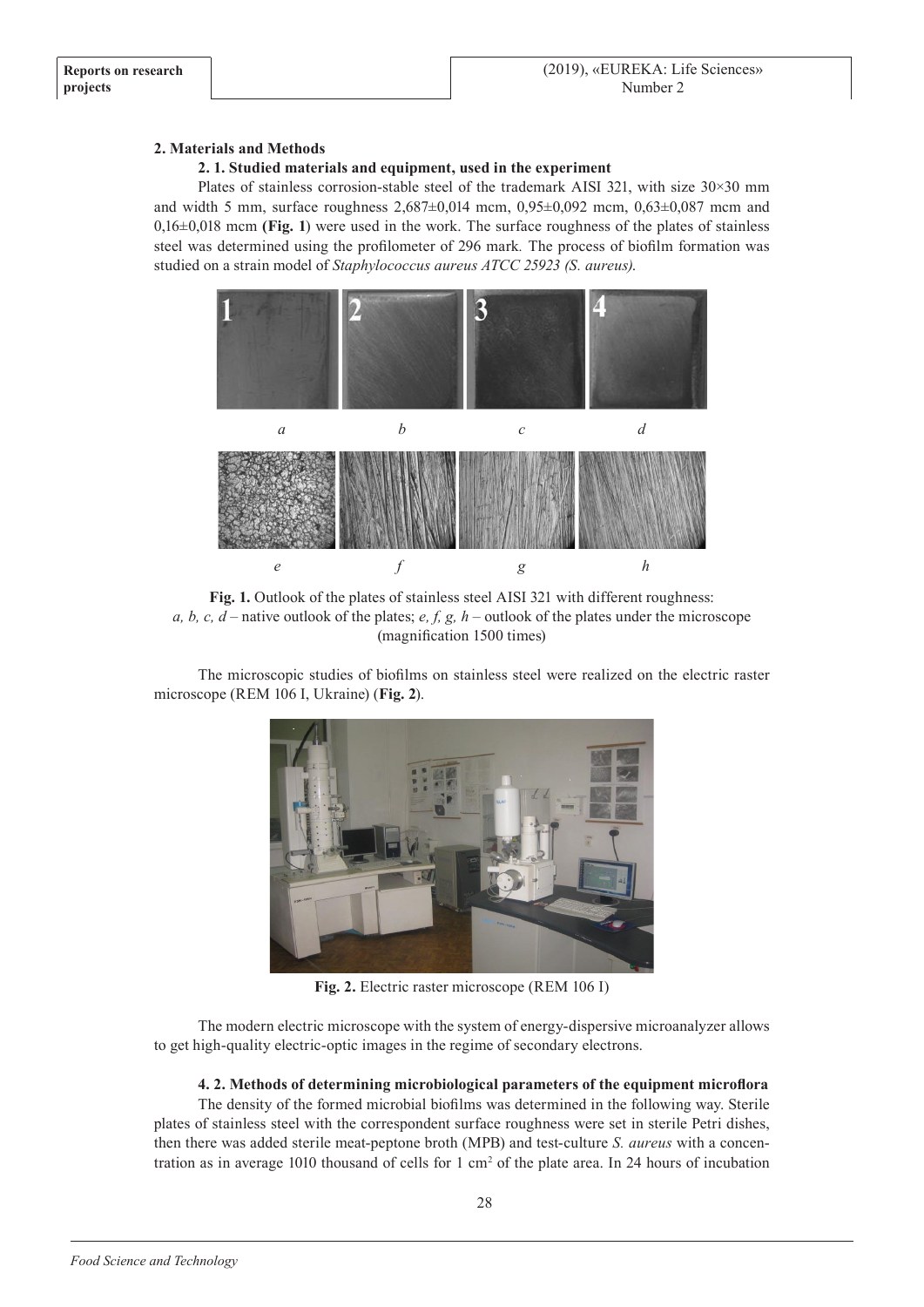## 2. Materials and Methods

### 2. 1. Studied materials and equipment, used in the experiment

Plates of stainless corrosion-stable steel of the trademark AISI 321, with size 30×30 mm and width 5 mm, surface roughness 2,687±0,014 mcm, 0,95±0,092 mcm, 0,63±0,087 mcm and 0,16±0,018 mcm **(Fig. 1)** were used in the work. The surface roughness of the plates of stainless steel was determined using the profilometer of 296 mark. The process of biofilm formation was studied on a strain model of *Staphylococcus aureus ATCC 25923 (S. aureus)*.

**Fig. 1.** Outlook of the plates of stainless steel AISI 321 with different roughness: *a, b, c, d* – native outlook of the plates; *e, f, g, h* – outlook of the plates under the microscope (magnification 1500 times)

The microscopic studies of biofilms on stainless steel were realized on the electric raster microscope (REM 106 I, Ukraine) (**Fig. 2**).

**Fig. 2.** Electric raster microscope (REM 106 I)

The modern electric microscope with the system of energy-dispersive microanalyzer allows to get high-quality electric-optic images in the regime of secondary electrons.

### 4. 2. Methods of determining microbiological parameters of the equipment microflora

The density of the formed microbial biofilms was determined in the following way. Sterile plates of stainless steel with the correspondent surface roughness were set in sterile Petri dishes, then there was added sterile meat-peptone broth (MPB) and test-culture *S. aureus* with a concentration as in average 1010 thousand of cells for 1 cm$^2$ of the plate area. In 24 hours of incubation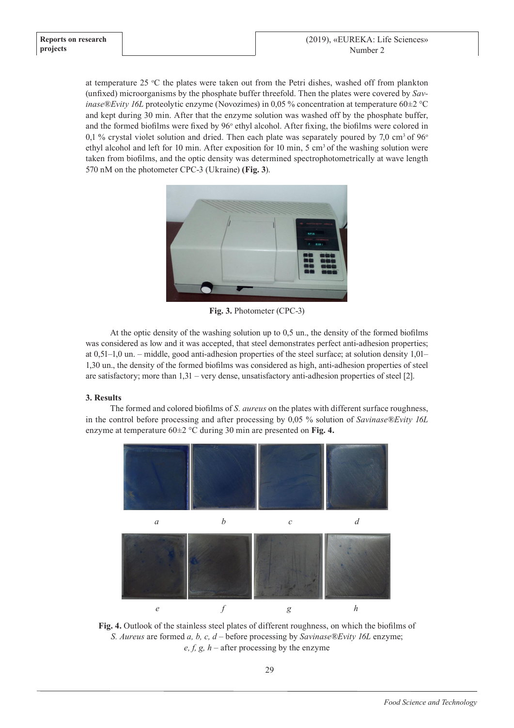at temperature 25 °C the plates were taken out from the Petri dishes, washed off from plankton (unfixed) microorganisms by the phosphate buffer threefold. Then the plates were covered by *Savinase®Evity 16L* proteolytic enzyme (Novozimes) in 0,05 % concentration at temperature 60±2 °C and kept during 30 min. After that the enzyme solution was washed off by the phosphate buffer, and the formed biofilms were fixed by 96° ethyl alcohol. After fixing, the biofilms were colored in 0,1 % crystal violet solution and dried. Then each plate was separately poured by 7,0 $cm^3$ of 96° ethyl alcohol and left for 10 min. After exposition for 10 min, 5 $cm^3$ of the washing solution were taken from biofilms, and the optic density was determined spectrophotometrically at wave length 570 nM on the photometer CPC-3 (Ukraine) **(Fig. 3)**.

**Fig. 3.** Photometer (CPC-3)

At the optic density of the washing solution up to 0,5 un., the density of the formed biofilms was considered as low and it was accepted, that steel demonstrates perfect anti-adhesion properties; at 0,51–1,0 un. – middle, good anti-adhesion properties of the steel surface; at solution density 1,01–1,30 un., the density of the formed biofilms was considered as high, anti-adhesion properties of steel are satisfactory; more than 1,31 – very dense, unsatisfactory anti-adhesion properties of steel [2].

**3. Results**

The formed and colored biofilms of *S. aureus* on the plates with different surface roughness, in the control before processing and after processing by 0,05 % solution of *Savinase®Evity 16L* enzyme at temperature 60±2 °C during 30 min are presented on **Fig. 4.**

*a* *b* *c* *d*

*e* *f* *g* *h*

**Fig. 4.** Outlook of the stainless steel plates of different roughness, on which the biofilms of *S. Aureus* are formed *a, b, c, d* – before processing by *Savinase®Evity 16L* enzyme; *e, f, g, h* – after processing by the enzyme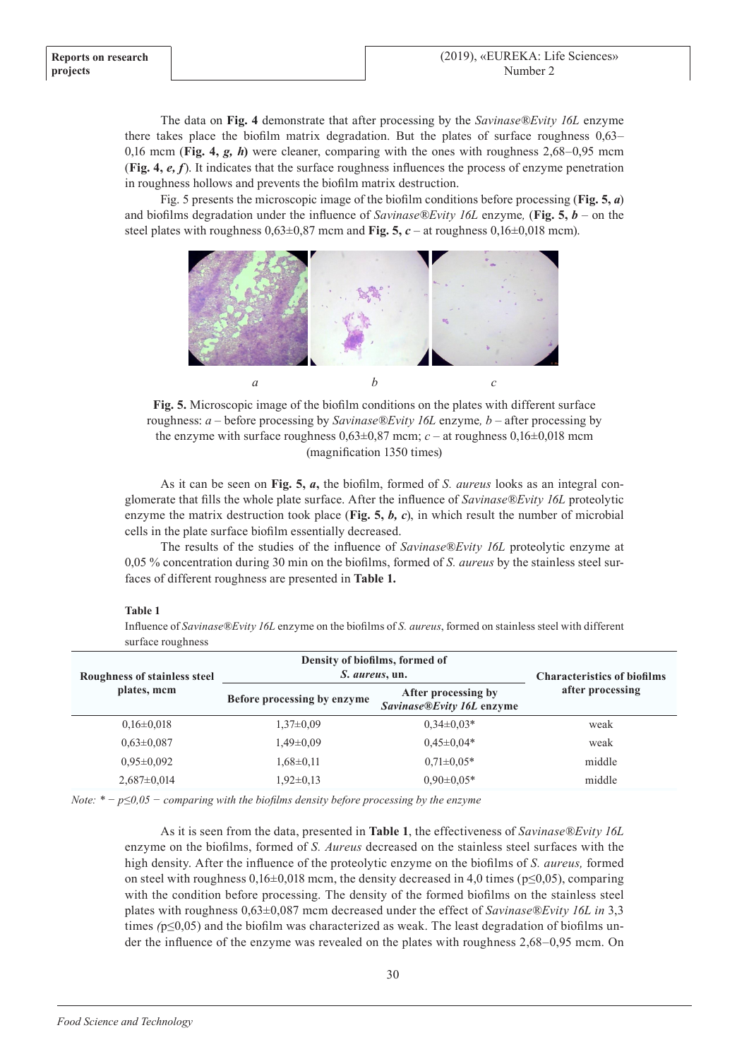The data on **Fig. 4** demonstrate that after processing by the *Savinase®Evity 16L* enzyme there takes place the biofilm matrix degradation. But the plates of surface roughness 0,63–0,16 mcm (**Fig. 4, *g, h***) were cleaner, comparing with the ones with roughness 2,68–0,95 mcm (**Fig. 4, *e, f***). It indicates that the surface roughness influences the process of enzyme penetration in roughness hollows and prevents the biofilm matrix destruction.

Fig. 5 presents the microscopic image of the biofilm conditions before processing (**Fig. 5, *a***) and biofilms degradation under the influence of *Savinase®Evity 16L* enzyme*,* (**Fig. 5, *b*** – on the steel plates with roughness 0,63±0,87 mcm and **Fig. 5, *c*** – at roughness 0,16±0,018 mcm).

*a* *b* *c*

**Fig. 5.** Microscopic image of the biofilm conditions on the plates with different surface roughness: *a* – before processing by *Savinase®Evity 16L* enzyme*, b* – after processing by the enzyme with surface roughness 0,63±0,87 mcm; *c* – at roughness 0,16±0,018 mcm (magnification 1350 times)

As it can be seen on **Fig. 5, *a*,** the biofilm, formed of *S. aureus* looks as an integral conglomerate that fills the whole plate surface. After the influence of *Savinase®Evity 16L* proteolytic enzyme the matrix destruction took place (**Fig. 5, *b, c***), in which result the number of microbial cells in the plate surface biofilm essentially decreased.

The results of the studies of the influence of *Savinase®Evity 16L* proteolytic enzyme at 0,05 % concentration during 30 min on the biofilms, formed of *S. aureus* by the stainless steel surfaces of different roughness are presented in **Table 1.**

**Table 1**

Influence of *Savinase®Evity 16L* enzyme on the biofilms of *S. aureus*, formed on stainless steel with different surface roughness

| Roughness of stainless steel plates, mcm | Density of biofilms, formed of *S. aureus*, un. | | Characteristics of biofilms after processing |
|---|---|---|---|
| | Before processing by enzyme | After processing by *Savinase®Evity 16L* enzyme | |
| 0,16±0,018 | 1,37±0,09 | 0,34±0,03* | weak |
| 0,63±0,087 | 1,49±0,09 | 0,45±0,04* | weak |
| 0,95±0,092 | 1,68±0,11 | 0,71±0,05* | middle |
| 2,687±0,014 | 1,92±0,13 | 0,90±0,05* | middle |

*Note: * − p≤0,05 − comparing with the biofilms density before processing by the enzyme*

As it is seen from the data, presented in **Table 1**, the effectiveness of *Savinase®Evity 16L* enzyme on the biofilms, formed of *S. Aureus* decreased on the stainless steel surfaces with the high density. After the influence of the proteolytic enzyme on the biofilms of *S. aureus,* formed on steel with roughness 0,16±0,018 mcm, the density decreased in 4,0 times (p≤0,05), comparing with the condition before processing. The density of the formed biofilms on the stainless steel plates with roughness 0,63±0,087 mcm decreased under the effect of *Savinase®Evity 16L in* 3,3 times *(*p≤0,05) and the biofilm was characterized as weak. The least degradation of biofilms under the influence of the enzyme was revealed on the plates with roughness 2,68–0,95 mcm. On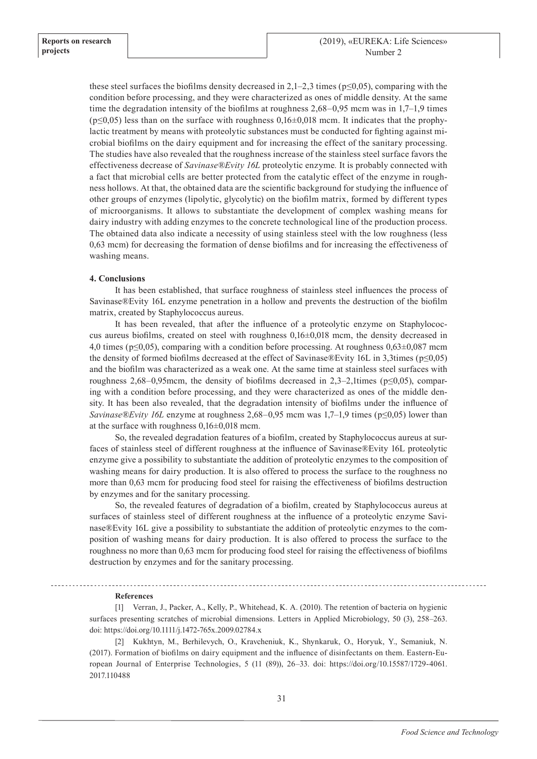these steel surfaces the biofilms density decreased in 2,1–2,3 times ($p \leq 0,05$), comparing with the condition before processing, and they were characterized as ones of middle density. At the same time the degradation intensity of the biofilms at roughness 2,68–0,95 mcm was in 1,7–1,9 times ($p \leq 0,05$) less than on the surface with roughness 0,16±0,018 mcm. It indicates that the prophylactic treatment by means with proteolytic substances must be conducted for fighting against microbial biofilms on the dairy equipment and for increasing the effect of the sanitary processing. The studies have also revealed that the roughness increase of the stainless steel surface favors the effectiveness decrease of *Savinase®Evity 16L* proteolytic enzyme. It is probably connected with a fact that microbial cells are better protected from the catalytic effect of the enzyme in roughness hollows. At that, the obtained data are the scientific background for studying the influence of other groups of enzymes (lipolytic, glycolytic) on the biofilm matrix, formed by different types of microorganisms. It allows to substantiate the development of complex washing means for dairy industry with adding enzymes to the concrete technological line of the production process. The obtained data also indicate a necessity of using stainless steel with the low roughness (less 0,63 mcm) for decreasing the formation of dense biofilms and for increasing the effectiveness of washing means.

## 4. Conclusions

It has been established, that surface roughness of stainless steel influences the process of Savinase®Evity 16L enzyme penetration in a hollow and prevents the destruction of the biofilm matrix, created by Staphylococcus aureus.

It has been revealed, that after the influence of a proteolytic enzyme on Staphylococcus aureus biofilms, created on steel with roughness 0,16±0,018 mcm, the density decreased in 4,0 times ($p \leq 0,05$), comparing with a condition before processing. At roughness 0,63±0,087 mcm the density of formed biofilms decreased at the effect of Savinase®Evity 16L in 3,3times ($p \leq 0,05$) and the biofilm was characterized as a weak one. At the same time at stainless steel surfaces with roughness 2,68–0,95mcm, the density of biofilms decreased in 2,3–2,1times ($p \leq 0,05$), comparing with a condition before processing, and they were characterized as ones of the middle density. It has been also revealed, that the degradation intensity of biofilms under the influence of *Savinase®Evity 16L* enzyme at roughness 2,68–0,95 mcm was 1,7–1,9 times ($p \leq 0,05$) lower than at the surface with roughness 0,16±0,018 mcm.

So, the revealed degradation features of a biofilm, created by Staphylococcus aureus at surfaces of stainless steel of different roughness at the influence of Savinase®Evity 16L proteolytic enzyme give a possibility to substantiate the addition of proteolytic enzymes to the composition of washing means for dairy production. It is also offered to process the surface to the roughness no more than 0,63 mcm for producing food steel for raising the effectiveness of biofilms destruction by enzymes and for the sanitary processing.

So, the revealed features of degradation of a biofilm, created by Staphylococcus aureus at surfaces of stainless steel of different roughness at the influence of a proteolytic enzyme Savinase®Evity 16L give a possibility to substantiate the addition of proteolytic enzymes to the composition of washing means for dairy production. It is also offered to process the surface to the roughness no more than 0,63 mcm for producing food steel for raising the effectiveness of biofilms destruction by enzymes and for the sanitary processing.

---

**References**

[1] Verran, J., Packer, A., Kelly, P., Whitehead, K. A. (2010). The retention of bacteria on hygienic surfaces presenting scratches of microbial dimensions. Letters in Applied Microbiology, 50 (3), 258–263. doi: https://doi.org/10.1111/j.1472-765x.2009.02784.x

[2] Kukhtyn, M., Berhilevych, O., Kravcheniuk, K., Shynkaruk, O., Horyuk, Y., Semaniuk, N. (2017). Formation of biofilms on dairy equipment and the influence of disinfectants on them. Eastern-European Journal of Enterprise Technologies, 5 (11 (89)), 26–33. doi: https://doi.org/10.15587/1729-4061.2017.110488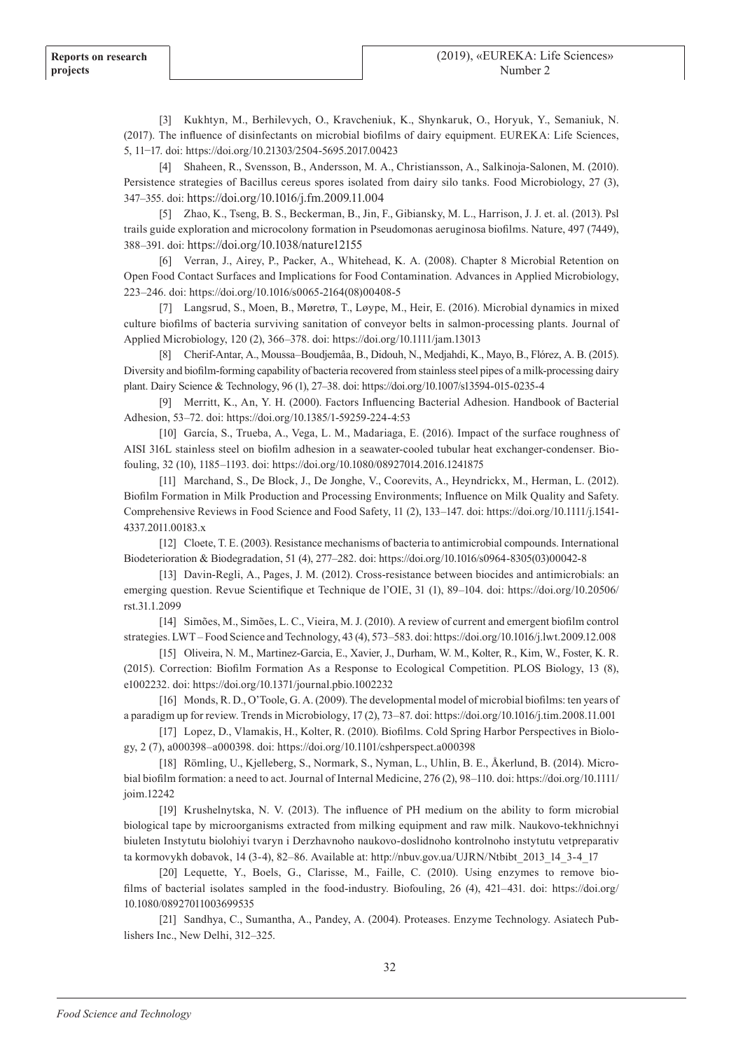[3] Kukhtyn, M., Berhilevych, O., Kravcheniuk, K., Shynkaruk, O., Horyuk, Y., Semaniuk, N. (2017). The influence of disinfectants on microbial biofilms of dairy equipment. EUREKA: Life Sciences, 5, 11−17. doi: https://doi.org/10.21303/2504-5695.2017.00423

[4] Shaheen, R., Svensson, B., Andersson, M. A., Christiansson, A., Salkinoja-Salonen, M. (2010). Persistence strategies of Bacillus cereus spores isolated from dairy silo tanks. Food Microbiology, 27 (3), 347–355. doi: https://doi.org/10.1016/j.fm.2009.11.004

[5] Zhao, K., Tseng, B. S., Beckerman, B., Jin, F., Gibiansky, M. L., Harrison, J. J. et. al. (2013). Psl trails guide exploration and microcolony formation in Pseudomonas aeruginosa biofilms. Nature, 497 (7449), 388–391. doi: https://doi.org/10.1038/nature12155

[6] Verran, J., Airey, P., Packer, A., Whitehead, K. A. (2008). Chapter 8 Microbial Retention on Open Food Contact Surfaces and Implications for Food Contamination. Advances in Applied Microbiology, 223–246. doi: https://doi.org/10.1016/s0065-2164(08)00408-5

[7] Langsrud, S., Moen, B., Møretrø, T., Løype, M., Heir, E. (2016). Microbial dynamics in mixed culture biofilms of bacteria surviving sanitation of conveyor belts in salmon-processing plants. Journal of Applied Microbiology, 120 (2), 366–378. doi: https://doi.org/10.1111/jam.13013

[8] Cherif-Antar, A., Moussa–Boudjemâa, B., Didouh, N., Medjahdi, K., Mayo, B., Flórez, A. B. (2015). Diversity and biofilm-forming capability of bacteria recovered from stainless steel pipes of a milk-processing dairy plant. Dairy Science & Technology, 96 (1), 27–38. doi: https://doi.org/10.1007/s13594-015-0235-4

[9] Merritt, K., An, Y. H. (2000). Factors Influencing Bacterial Adhesion. Handbook of Bacterial Adhesion, 53–72. doi: https://doi.org/10.1385/1-59259-224-4:53

[10] García, S., Trueba, A., Vega, L. M., Madariaga, E. (2016). Impact of the surface roughness of AISI 316L stainless steel on biofilm adhesion in a seawater-cooled tubular heat exchanger-condenser. Biofouling, 32 (10), 1185–1193. doi: https://doi.org/10.1080/08927014.2016.1241875

[11] Marchand, S., De Block, J., De Jonghe, V., Coorevits, A., Heyndrickx, M., Herman, L. (2012). Biofilm Formation in Milk Production and Processing Environments; Influence on Milk Quality and Safety. Comprehensive Reviews in Food Science and Food Safety, 11 (2), 133–147. doi: https://doi.org/10.1111/j.1541-4337.2011.00183.x

[12] Cloete, T. E. (2003). Resistance mechanisms of bacteria to antimicrobial compounds. International Biodeterioration & Biodegradation, 51 (4), 277–282. doi: https://doi.org/10.1016/s0964-8305(03)00042-8

[13] Davin-Regli, A., Pages, J. M. (2012). Cross-resistance between biocides and antimicrobials: an emerging question. Revue Scientifique et Technique de l'OIE, 31 (1), 89–104. doi: https://doi.org/10.20506/rst.31.1.2099

[14] Simões, M., Simões, L. C., Vieira, M. J. (2010). A review of current and emergent biofilm control strategies. LWT – Food Science and Technology, 43 (4), 573–583. doi: https://doi.org/10.1016/j.lwt.2009.12.008

[15] Oliveira, N. M., Martinez-Garcia, E., Xavier, J., Durham, W. M., Kolter, R., Kim, W., Foster, K. R. (2015). Correction: Biofilm Formation As a Response to Ecological Competition. PLOS Biology, 13 (8), e1002232. doi: https://doi.org/10.1371/journal.pbio.1002232

[16] Monds, R. D., O'Toole, G. A. (2009). The developmental model of microbial biofilms: ten years of a paradigm up for review. Trends in Microbiology, 17 (2), 73–87. doi: https://doi.org/10.1016/j.tim.2008.11.001

[17] Lopez, D., Vlamakis, H., Kolter, R. (2010). Biofilms. Cold Spring Harbor Perspectives in Biology, 2 (7), a000398–a000398. doi: https://doi.org/10.1101/cshperspect.a000398

[18] Römling, U., Kjelleberg, S., Normark, S., Nyman, L., Uhlin, B. E., Åkerlund, B. (2014). Microbial biofilm formation: a need to act. Journal of Internal Medicine, 276 (2), 98–110. doi: https://doi.org/10.1111/joim.12242

[19] Krushelnytska, N. V. (2013). The influence of PH medium on the ability to form microbial biological tape by microorganisms extracted from milking equipment and raw milk. Naukovo-tekhnichnyi biuleten Instytutu biolohiyi tvaryn i Derzhavnoho naukovo-doslidnoho kontrolnoho instytutu vetpreparativ ta kormovykh dobavok, 14 (3-4), 82–86. Available at: http://nbuv.gov.ua/UJRN/Ntbibt_2013_14_3-4_17

[20] Lequette, Y., Boels, G., Clarisse, M., Faille, C. (2010). Using enzymes to remove biofilms of bacterial isolates sampled in the food-industry. Biofouling, 26 (4), 421–431. doi: https://doi.org/10.1080/08927011003699535

[21] Sandhya, C., Sumantha, A., Pandey, A. (2004). Proteases. Enzyme Technology. Asiatech Publishers Inc., New Delhi, 312–325.